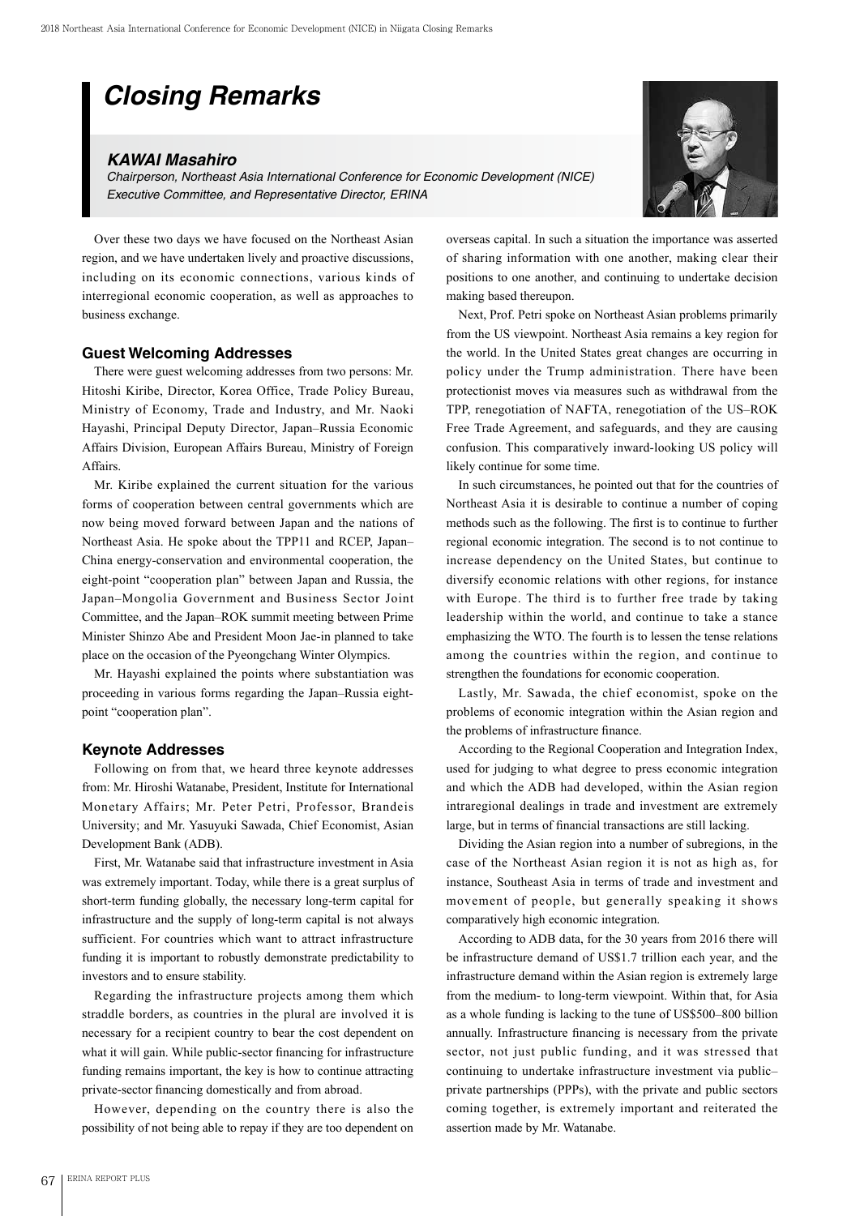# Closing Remarks

### KAWAI Masahiro

*Chairperson, Northeast Asia International Conference for Economic Development (NICE) Executive Committee, and Representative Director, ERINA*

Over these two days we have focused on the Northeast Asian region, and we have undertaken lively and proactive discussions, including on its economic connections, various kinds of interregional economic cooperation, as well as approaches to business exchange.

## Guest Welcoming Addresses

There were guest welcoming addresses from two persons: Mr. Hitoshi Kiribe, Director, Korea Office, Trade Policy Bureau, Ministry of Economy, Trade and Industry, and Mr. Naoki Hayashi, Principal Deputy Director, Japan–Russia Economic Affairs Division, European Affairs Bureau, Ministry of Foreign Affairs.

Mr. Kiribe explained the current situation for the various forms of cooperation between central governments which are now being moved forward between Japan and the nations of Northeast Asia. He spoke about the TPP11 and RCEP, Japan–China energy-conservation and environmental cooperation, the eight-point "cooperation plan" between Japan and Russia, the Japan–Mongolia Government and Business Sector Joint Committee, and the Japan–ROK summit meeting between Prime Minister Shinzo Abe and President Moon Jae-in planned to take place on the occasion of the Pyeongchang Winter Olympics.

Mr. Hayashi explained the points where substantiation was proceeding in various forms regarding the Japan–Russia eight-point "cooperation plan".

## Keynote Addresses

Following on from that, we heard three keynote addresses from: Mr. Hiroshi Watanabe, President, Institute for International Monetary Affairs; Mr. Peter Petri, Professor, Brandeis University; and Mr. Yasuyuki Sawada, Chief Economist, Asian Development Bank (ADB).

First, Mr. Watanabe said that infrastructure investment in Asia was extremely important. Today, while there is a great surplus of short-term funding globally, the necessary long-term capital for infrastructure and the supply of long-term capital is not always sufficient. For countries which want to attract infrastructure funding it is important to robustly demonstrate predictability to investors and to ensure stability.

Regarding the infrastructure projects among them which straddle borders, as countries in the plural are involved it is necessary for a recipient country to bear the cost dependent on what it will gain. While public-sector financing for infrastructure funding remains important, the key is how to continue attracting private-sector financing domestically and from abroad.

However, depending on the country there is also the possibility of not being able to repay if they are too dependent on overseas capital. In such a situation the importance was asserted of sharing information with one another, making clear their positions to one another, and continuing to undertake decision making based thereupon.

Next, Prof. Petri spoke on Northeast Asian problems primarily from the US viewpoint. Northeast Asia remains a key region for the world. In the United States great changes are occurring in policy under the Trump administration. There have been protectionist moves via measures such as withdrawal from the TPP, renegotiation of NAFTA, renegotiation of the US–ROK Free Trade Agreement, and safeguards, and they are causing confusion. This comparatively inward-looking US policy will likely continue for some time.

In such circumstances, he pointed out that for the countries of Northeast Asia it is desirable to continue a number of coping methods such as the following. The first is to continue to further regional economic integration. The second is to not continue to increase dependency on the United States, but continue to diversify economic relations with other regions, for instance with Europe. The third is to further free trade by taking leadership within the world, and continue to take a stance emphasizing the WTO. The fourth is to lessen the tense relations among the countries within the region, and continue to strengthen the foundations for economic cooperation.

Lastly, Mr. Sawada, the chief economist, spoke on the problems of economic integration within the Asian region and the problems of infrastructure finance.

According to the Regional Cooperation and Integration Index, used for judging to what degree to press economic integration and which the ADB had developed, within the Asian region intraregional dealings in trade and investment are extremely large, but in terms of financial transactions are still lacking.

Dividing the Asian region into a number of subregions, in the case of the Northeast Asian region it is not as high as, for instance, Southeast Asia in terms of trade and investment and movement of people, but generally speaking it shows comparatively high economic integration.

According to ADB data, for the 30 years from 2016 there will be infrastructure demand of US$1.7 trillion each year, and the infrastructure demand within the Asian region is extremely large from the medium- to long-term viewpoint. Within that, for Asia as a whole funding is lacking to the tune of US$500–800 billion annually. Infrastructure financing is necessary from the private sector, not just public funding, and it was stressed that continuing to undertake infrastructure investment via public–private partnerships (PPPs), with the private and public sectors coming together, is extremely important and reiterated the assertion made by Mr. Watanabe.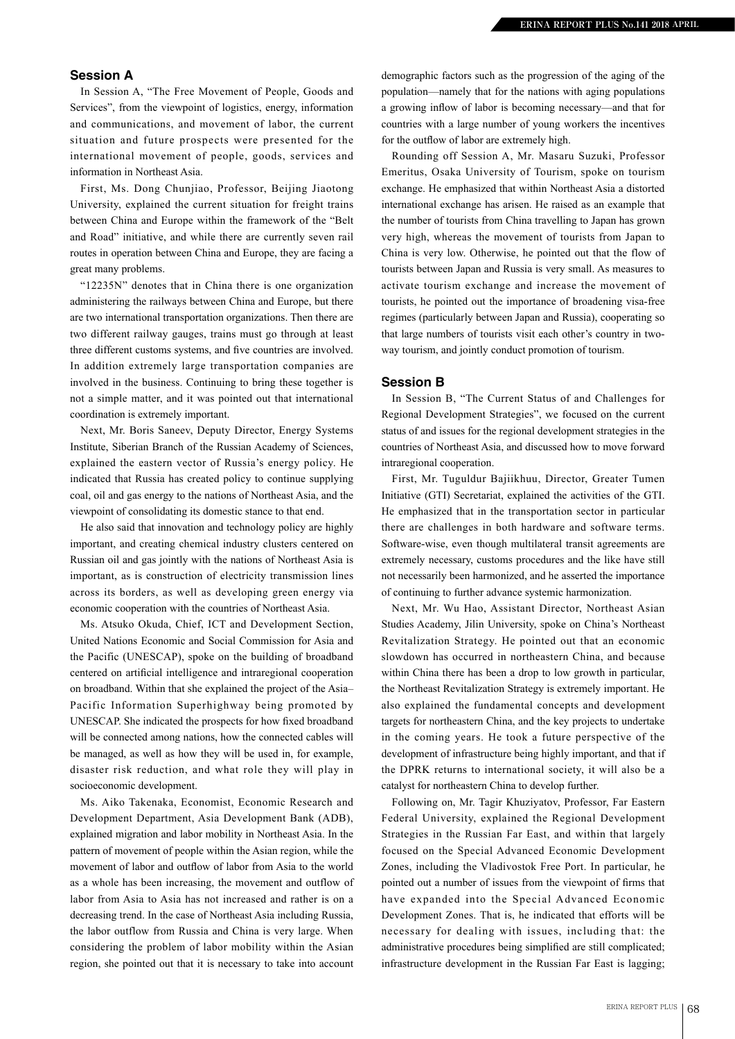## Session A

In Session A, "The Free Movement of People, Goods and Services", from the viewpoint of logistics, energy, information and communications, and movement of labor, the current situation and future prospects were presented for the international movement of people, goods, services and information in Northeast Asia.

First, Ms. Dong Chunjiao, Professor, Beijing Jiaotong University, explained the current situation for freight trains between China and Europe within the framework of the "Belt and Road" initiative, and while there are currently seven rail routes in operation between China and Europe, they are facing a great many problems.

"12235N" denotes that in China there is one organization administering the railways between China and Europe, but there are two international transportation organizations. Then there are two different railway gauges, trains must go through at least three different customs systems, and five countries are involved. In addition extremely large transportation companies are involved in the business. Continuing to bring these together is not a simple matter, and it was pointed out that international coordination is extremely important.

Next, Mr. Boris Saneev, Deputy Director, Energy Systems Institute, Siberian Branch of the Russian Academy of Sciences, explained the eastern vector of Russia's energy policy. He indicated that Russia has created policy to continue supplying coal, oil and gas energy to the nations of Northeast Asia, and the viewpoint of consolidating its domestic stance to that end.

He also said that innovation and technology policy are highly important, and creating chemical industry clusters centered on Russian oil and gas jointly with the nations of Northeast Asia is important, as is construction of electricity transmission lines across its borders, as well as developing green energy via economic cooperation with the countries of Northeast Asia.

Ms. Atsuko Okuda, Chief, ICT and Development Section, United Nations Economic and Social Commission for Asia and the Pacific (UNESCAP), spoke on the building of broadband centered on artificial intelligence and intraregional cooperation on broadband. Within that she explained the project of the Asia–Pacific Information Superhighway being promoted by UNESCAP. She indicated the prospects for how fixed broadband will be connected among nations, how the connected cables will be managed, as well as how they will be used in, for example, disaster risk reduction, and what role they will play in socioeconomic development.

Ms. Aiko Takenaka, Economist, Economic Research and Development Department, Asia Development Bank (ADB), explained migration and labor mobility in Northeast Asia. In the pattern of movement of people within the Asian region, while the movement of labor and outflow of labor from Asia to the world as a whole has been increasing, the movement and outflow of labor from Asia to Asia has not increased and rather is on a decreasing trend. In the case of Northeast Asia including Russia, the labor outflow from Russia and China is very large. When considering the problem of labor mobility within the Asian region, she pointed out that it is necessary to take into account demographic factors such as the progression of the aging of the population—namely that for the nations with aging populations a growing inflow of labor is becoming necessary—and that for countries with a large number of young workers the incentives for the outflow of labor are extremely high.

Rounding off Session A, Mr. Masaru Suzuki, Professor Emeritus, Osaka University of Tourism, spoke on tourism exchange. He emphasized that within Northeast Asia a distorted international exchange has arisen. He raised as an example that the number of tourists from China travelling to Japan has grown very high, whereas the movement of tourists from Japan to China is very low. Otherwise, he pointed out that the flow of tourists between Japan and Russia is very small. As measures to activate tourism exchange and increase the movement of tourists, he pointed out the importance of broadening visa-free regimes (particularly between Japan and Russia), cooperating so that large numbers of tourists visit each other's country in two-way tourism, and jointly conduct promotion of tourism.

## Session B

In Session B, "The Current Status of and Challenges for Regional Development Strategies", we focused on the current status of and issues for the regional development strategies in the countries of Northeast Asia, and discussed how to move forward intraregional cooperation.

First, Mr. Tuguldur Bajiikhuu, Director, Greater Tumen Initiative (GTI) Secretariat, explained the activities of the GTI. He emphasized that in the transportation sector in particular there are challenges in both hardware and software terms. Software-wise, even though multilateral transit agreements are extremely necessary, customs procedures and the like have still not necessarily been harmonized, and he asserted the importance of continuing to further advance systemic harmonization.

Next, Mr. Wu Hao, Assistant Director, Northeast Asian Studies Academy, Jilin University, spoke on China's Northeast Revitalization Strategy. He pointed out that an economic slowdown has occurred in northeastern China, and because within China there has been a drop to low growth in particular, the Northeast Revitalization Strategy is extremely important. He also explained the fundamental concepts and development targets for northeastern China, and the key projects to undertake in the coming years. He took a future perspective of the development of infrastructure being highly important, and that if the DPRK returns to international society, it will also be a catalyst for northeastern China to develop further.

Following on, Mr. Tagir Khuziyatov, Professor, Far Eastern Federal University, explained the Regional Development Strategies in the Russian Far East, and within that largely focused on the Special Advanced Economic Development Zones, including the Vladivostok Free Port. In particular, he pointed out a number of issues from the viewpoint of firms that have expanded into the Special Advanced Economic Development Zones. That is, he indicated that efforts will be necessary for dealing with issues, including that: the administrative procedures being simplified are still complicated; infrastructure development in the Russian Far East is lagging;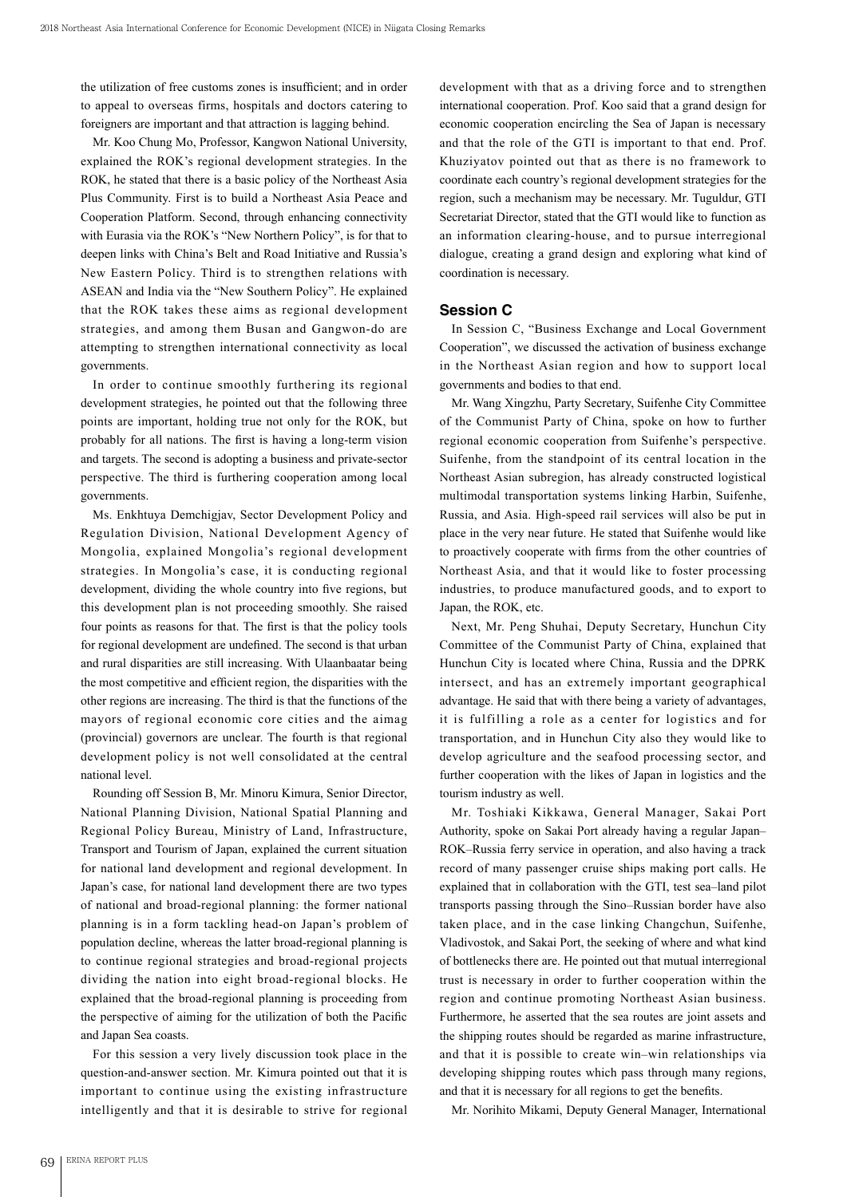the utilization of free customs zones is insufficient; and in order to appeal to overseas firms, hospitals and doctors catering to foreigners are important and that attraction is lagging behind.

Mr. Koo Chung Mo, Professor, Kangwon National University, explained the ROK's regional development strategies. In the ROK, he stated that there is a basic policy of the Northeast Asia Plus Community. First is to build a Northeast Asia Peace and Cooperation Platform. Second, through enhancing connectivity with Eurasia via the ROK's "New Northern Policy", is for that to deepen links with China's Belt and Road Initiative and Russia's New Eastern Policy. Third is to strengthen relations with ASEAN and India via the "New Southern Policy". He explained that the ROK takes these aims as regional development strategies, and among them Busan and Gangwon-do are attempting to strengthen international connectivity as local governments.

In order to continue smoothly furthering its regional development strategies, he pointed out that the following three points are important, holding true not only for the ROK, but probably for all nations. The first is having a long-term vision and targets. The second is adopting a business and private-sector perspective. The third is furthering cooperation among local governments.

Ms. Enkhtuya Demchigjav, Sector Development Policy and Regulation Division, National Development Agency of Mongolia, explained Mongolia's regional development strategies. In Mongolia's case, it is conducting regional development, dividing the whole country into five regions, but this development plan is not proceeding smoothly. She raised four points as reasons for that. The first is that the policy tools for regional development are undefined. The second is that urban and rural disparities are still increasing. With Ulaanbaatar being the most competitive and efficient region, the disparities with the other regions are increasing. The third is that the functions of the mayors of regional economic core cities and the aimag (provincial) governors are unclear. The fourth is that regional development policy is not well consolidated at the central national level.

Rounding off Session B, Mr. Minoru Kimura, Senior Director, National Planning Division, National Spatial Planning and Regional Policy Bureau, Ministry of Land, Infrastructure, Transport and Tourism of Japan, explained the current situation for national land development and regional development. In Japan's case, for national land development there are two types of national and broad-regional planning: the former national planning is in a form tackling head-on Japan's problem of population decline, whereas the latter broad-regional planning is to continue regional strategies and broad-regional projects dividing the nation into eight broad-regional blocks. He explained that the broad-regional planning is proceeding from the perspective of aiming for the utilization of both the Pacific and Japan Sea coasts.

For this session a very lively discussion took place in the question-and-answer section. Mr. Kimura pointed out that it is important to continue using the existing infrastructure intelligently and that it is desirable to strive for regional development with that as a driving force and to strengthen international cooperation. Prof. Koo said that a grand design for economic cooperation encircling the Sea of Japan is necessary and that the role of the GTI is important to that end. Prof. Khuziyatov pointed out that as there is no framework to coordinate each country's regional development strategies for the region, such a mechanism may be necessary. Mr. Tuguldur, GTI Secretariat Director, stated that the GTI would like to function as an information clearing-house, and to pursue interregional dialogue, creating a grand design and exploring what kind of coordination is necessary.

## Session C

In Session C, "Business Exchange and Local Government Cooperation", we discussed the activation of business exchange in the Northeast Asian region and how to support local governments and bodies to that end.

Mr. Wang Xingzhu, Party Secretary, Suifenhe City Committee of the Communist Party of China, spoke on how to further regional economic cooperation from Suifenhe's perspective. Suifenhe, from the standpoint of its central location in the Northeast Asian subregion, has already constructed logistical multimodal transportation systems linking Harbin, Suifenhe, Russia, and Asia. High-speed rail services will also be put in place in the very near future. He stated that Suifenhe would like to proactively cooperate with firms from the other countries of Northeast Asia, and that it would like to foster processing industries, to produce manufactured goods, and to export to Japan, the ROK, etc.

Next, Mr. Peng Shuhai, Deputy Secretary, Hunchun City Committee of the Communist Party of China, explained that Hunchun City is located where China, Russia and the DPRK intersect, and has an extremely important geographical advantage. He said that with there being a variety of advantages, it is fulfilling a role as a center for logistics and for transportation, and in Hunchun City also they would like to develop agriculture and the seafood processing sector, and further cooperation with the likes of Japan in logistics and the tourism industry as well.

Mr. Toshiaki Kikkawa, General Manager, Sakai Port Authority, spoke on Sakai Port already having a regular Japan–ROK–Russia ferry service in operation, and also having a track record of many passenger cruise ships making port calls. He explained that in collaboration with the GTI, test sea–land pilot transports passing through the Sino–Russian border have also taken place, and in the case linking Changchun, Suifenhe, Vladivostok, and Sakai Port, the seeking of where and what kind of bottlenecks there are. He pointed out that mutual interregional trust is necessary in order to further cooperation within the region and continue promoting Northeast Asian business. Furthermore, he asserted that the sea routes are joint assets and the shipping routes should be regarded as marine infrastructure, and that it is possible to create win–win relationships via developing shipping routes which pass through many regions, and that it is necessary for all regions to get the benefits.

Mr. Norihito Mikami, Deputy General Manager, International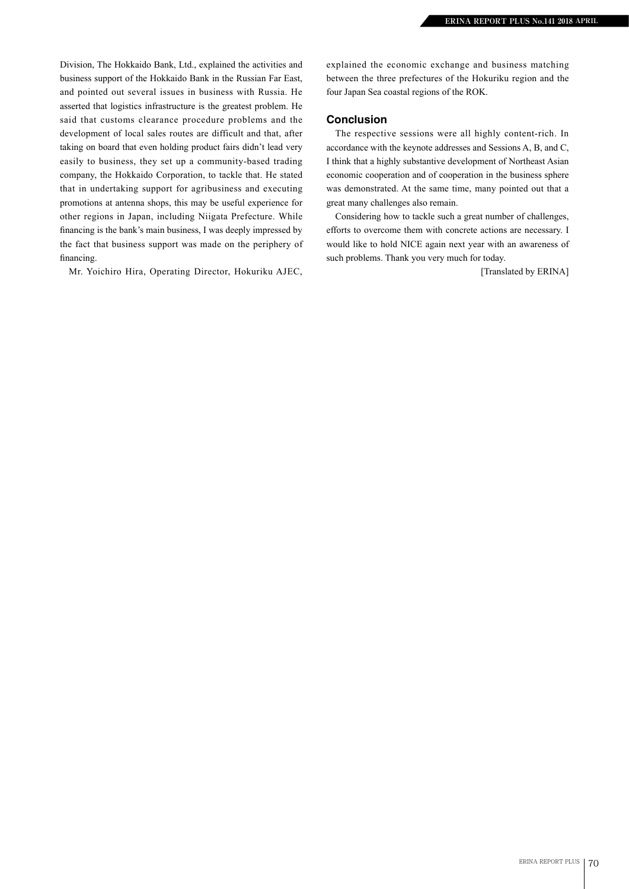Division, The Hokkaido Bank, Ltd., explained the activities and business support of the Hokkaido Bank in the Russian Far East, and pointed out several issues in business with Russia. He asserted that logistics infrastructure is the greatest problem. He said that customs clearance procedure problems and the development of local sales routes are difficult and that, after taking on board that even holding product fairs didn't lead very easily to business, they set up a community-based trading company, the Hokkaido Corporation, to tackle that. He stated that in undertaking support for agribusiness and executing promotions at antenna shops, this may be useful experience for other regions in Japan, including Niigata Prefecture. While financing is the bank's main business, I was deeply impressed by the fact that business support was made on the periphery of financing.

Mr. Yoichiro Hira, Operating Director, Hokuriku AJEC, explained the economic exchange and business matching between the three prefectures of the Hokuriku region and the four Japan Sea coastal regions of the ROK.

## Conclusion

The respective sessions were all highly content-rich. In accordance with the keynote addresses and Sessions A, B, and C, I think that a highly substantive development of Northeast Asian economic cooperation and of cooperation in the business sphere was demonstrated. At the same time, many pointed out that a great many challenges also remain.

Considering how to tackle such a great number of challenges, efforts to overcome them with concrete actions are necessary. I would like to hold NICE again next year with an awareness of such problems. Thank you very much for today.

[Translated by ERINA]